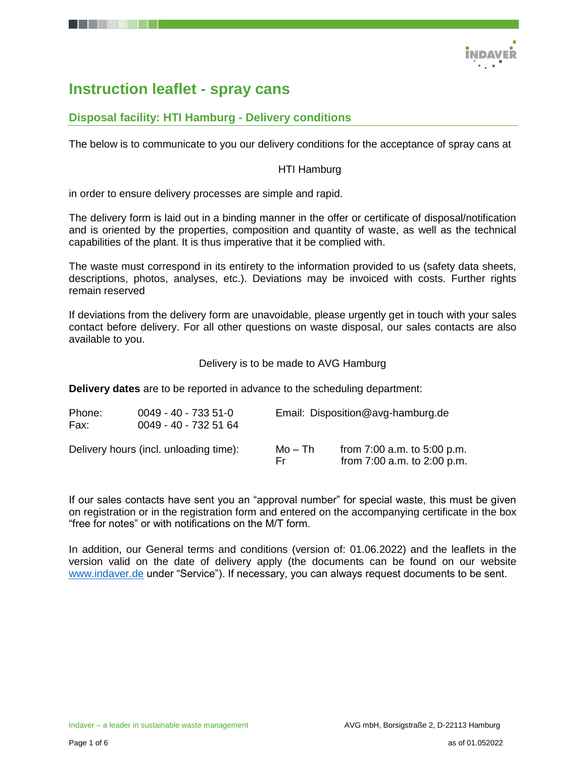# Instruction leaflet - spray cans

## Disposal facility: HTI Hamburg - Delivery conditions

The below is to communicate to you our delivery conditions for the acceptance of spray cans at

HTI Hamburg

in order to ensure delivery processes are simple and rapid.

The delivery form is laid out in a binding manner in the offer or certificate of disposal/notification and is oriented by the properties, composition and quantity of waste, as well as the technical capabilities of the plant. It is thus imperative that it be complied with.

The waste must correspond in its entirety to the information provided to us (safety data sheets, descriptions, photos, analyses, etc.). Deviations may be invoiced with costs. Further rights remain reserved

If deviations from the delivery form are unavoidable, please urgently get in touch with your sales contact before delivery. For all other questions on waste disposal, our sales contacts are also available to you.

Delivery is to be made to AVG Hamburg

**Delivery dates** are to be reported in advance to the scheduling department:

| | | | |
|---|---|---|---|
| Phone: | 0049 - 40 - 733 51-0 | Email: | Disposition@avg-hamburg.de |
| Fax: | 0049 - 40 - 732 51 64 | | |

| | | |
|---|---|---|
| Delivery hours (incl. unloading time): | Mo – Th | from 7:00 a.m. to 5:00 p.m. |
| | Fr | from 7:00 a.m. to 2:00 p.m. |

If our sales contacts have sent you an "approval number" for special waste, this must be given on registration or in the registration form and entered on the accompanying certificate in the box "free for notes" or with notifications on the M/T form.

In addition, our General terms and conditions (version of: 01.06.2022) and the leaflets in the version valid on the date of delivery apply (the documents can be found on our website www.indaver.de under "Service"). If necessary, you can always request documents to be sent.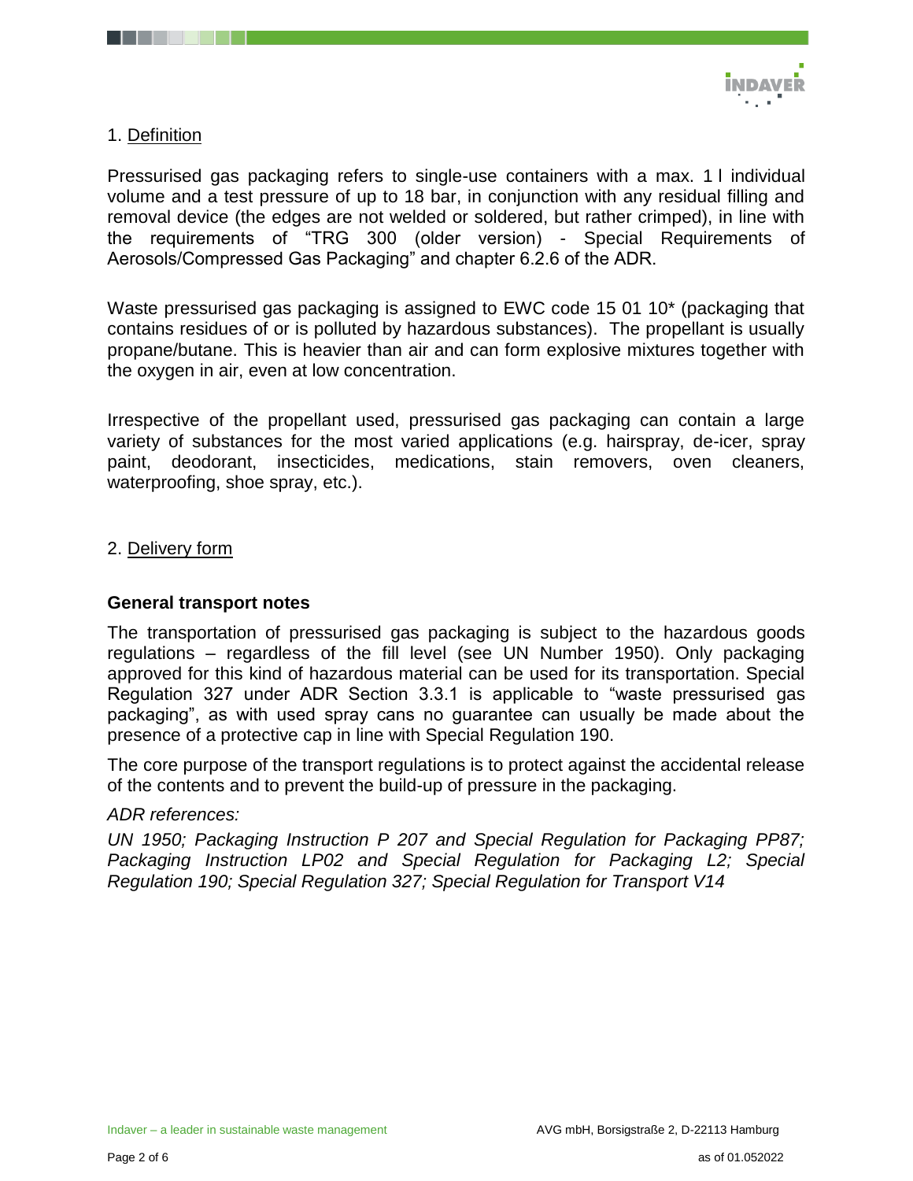## 1. Definition

Pressurised gas packaging refers to single-use containers with a max. 1 l individual volume and a test pressure of up to 18 bar, in conjunction with any residual filling and removal device (the edges are not welded or soldered, but rather crimped), in line with the requirements of "TRG 300 (older version) - Special Requirements of Aerosols/Compressed Gas Packaging" and chapter 6.2.6 of the ADR.

Waste pressurised gas packaging is assigned to EWC code 15 01 10* (packaging that contains residues of or is polluted by hazardous substances). The propellant is usually propane/butane. This is heavier than air and can form explosive mixtures together with the oxygen in air, even at low concentration.

Irrespective of the propellant used, pressurised gas packaging can contain a large variety of substances for the most varied applications (e.g. hairspray, de-icer, spray paint, deodorant, insecticides, medications, stain removers, oven cleaners, waterproofing, shoe spray, etc.).

## 2. Delivery form

### General transport notes

The transportation of pressurised gas packaging is subject to the hazardous goods regulations – regardless of the fill level (see UN Number 1950). Only packaging approved for this kind of hazardous material can be used for its transportation. Special Regulation 327 under ADR Section 3.3.1 is applicable to "waste pressurised gas packaging", as with used spray cans no guarantee can usually be made about the presence of a protective cap in line with Special Regulation 190.

The core purpose of the transport regulations is to protect against the accidental release of the contents and to prevent the build-up of pressure in the packaging.

*ADR references:*

*UN 1950; Packaging Instruction P 207 and Special Regulation for Packaging PP87; Packaging Instruction LP02 and Special Regulation for Packaging L2; Special Regulation 190; Special Regulation 327; Special Regulation for Transport V14*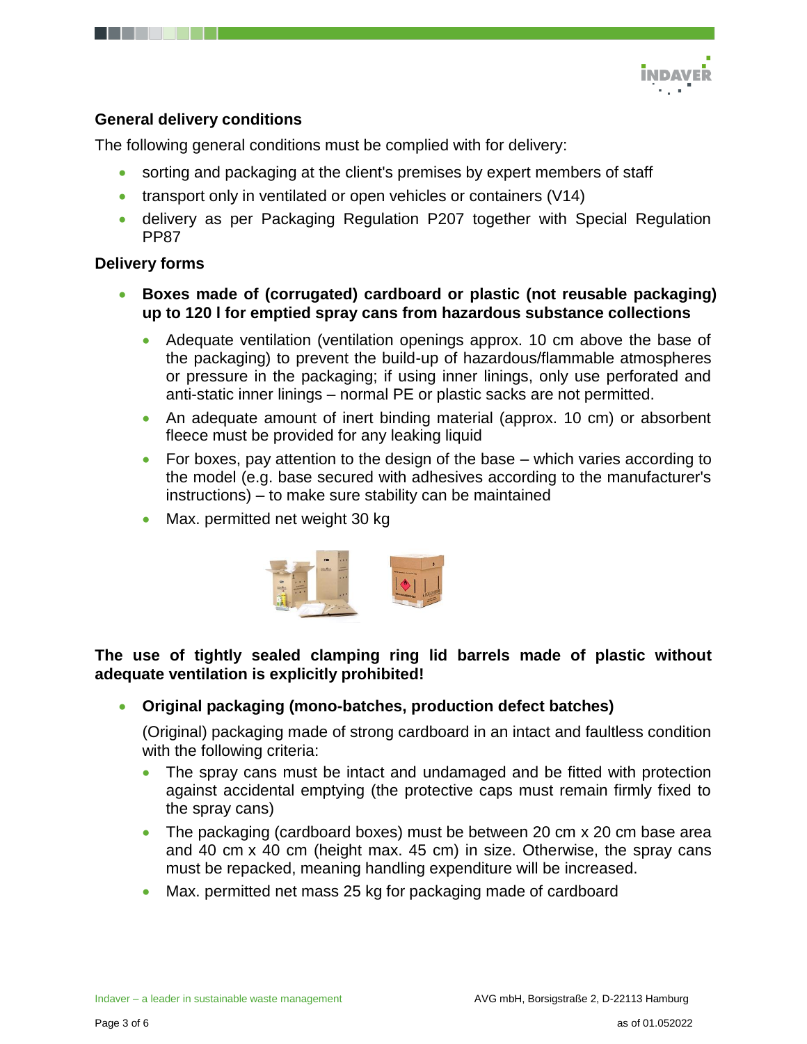**General delivery conditions**

The following general conditions must be complied with for delivery:

- sorting and packaging at the client's premises by expert members of staff
- transport only in ventilated or open vehicles or containers (V14)
- delivery as per Packaging Regulation P207 together with Special Regulation PP87

**Delivery forms**

- **Boxes made of (corrugated) cardboard or plastic (not reusable packaging) up to 120 l for emptied spray cans from hazardous substance collections**
  - Adequate ventilation (ventilation openings approx. 10 cm above the base of the packaging) to prevent the build-up of hazardous/flammable atmospheres or pressure in the packaging; if using inner linings, only use perforated and anti-static inner linings – normal PE or plastic sacks are not permitted.
  - An adequate amount of inert binding material (approx. 10 cm) or absorbent fleece must be provided for any leaking liquid
  - For boxes, pay attention to the design of the base – which varies according to the model (e.g. base secured with adhesives according to the manufacturer's instructions) – to make sure stability can be maintained
  - Max. permitted net weight 30 kg

**The use of tightly sealed clamping ring lid barrels made of plastic without adequate ventilation is explicitly prohibited!**

- **Original packaging (mono-batches, production defect batches)**

  (Original) packaging made of strong cardboard in an intact and faultless condition with the following criteria:

  - The spray cans must be intact and undamaged and be fitted with protection against accidental emptying (the protective caps must remain firmly fixed to the spray cans)
  - The packaging (cardboard boxes) must be between 20 cm x 20 cm base area and 40 cm x 40 cm (height max. 45 cm) in size. Otherwise, the spray cans must be repacked, meaning handling expenditure will be increased.
  - Max. permitted net mass 25 kg for packaging made of cardboard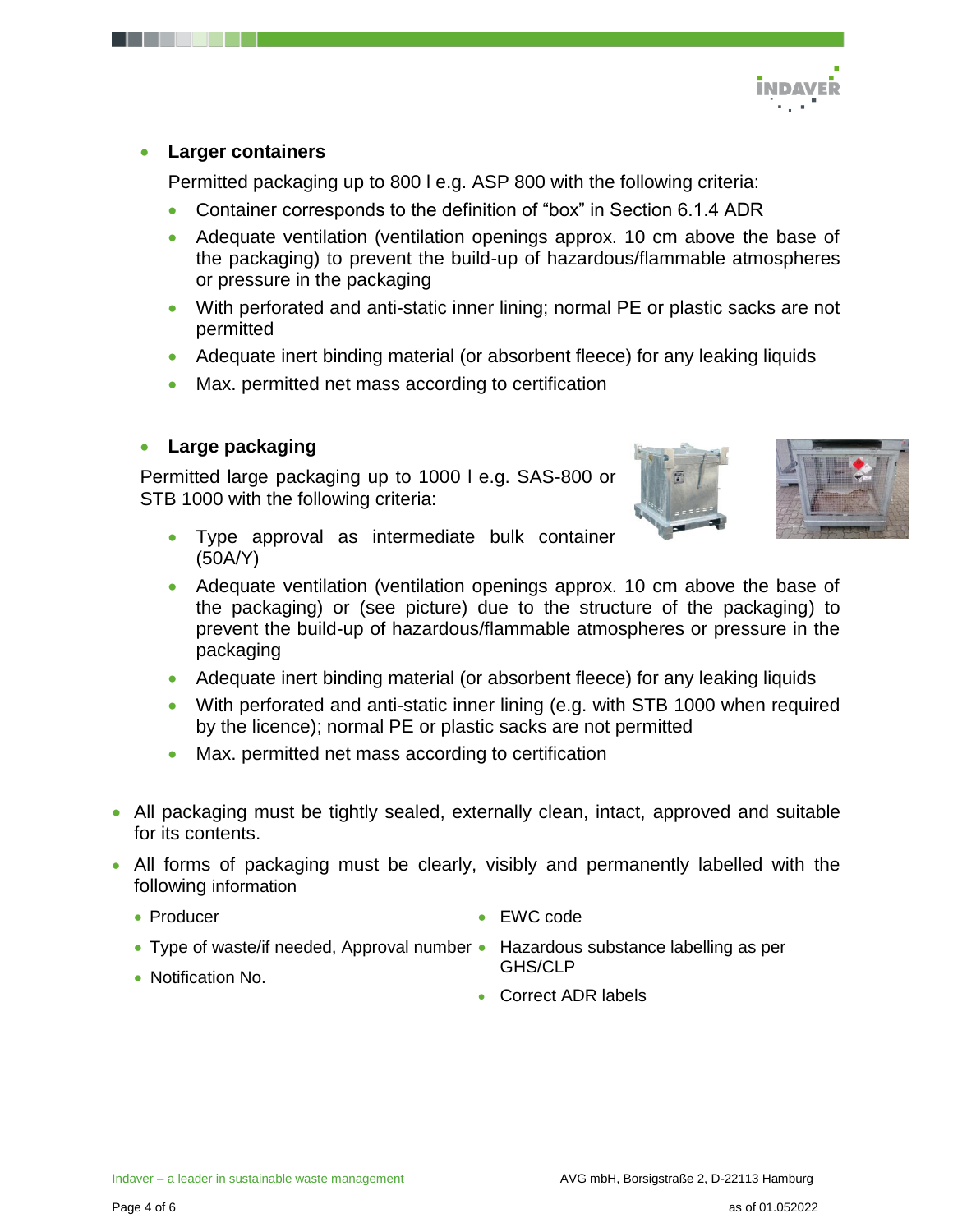- **Larger containers**

  Permitted packaging up to 800 l e.g. ASP 800 with the following criteria:

  - Container corresponds to the definition of “box” in Section 6.1.4 ADR
  - Adequate ventilation (ventilation openings approx. 10 cm above the base of the packaging) to prevent the build-up of hazardous/flammable atmospheres or pressure in the packaging
  - With perforated and anti-static inner lining; normal PE or plastic sacks are not permitted
  - Adequate inert binding material (or absorbent fleece) for any leaking liquids
  - Max. permitted net mass according to certification

- **Large packaging**

  Permitted large packaging up to 1000 l e.g. SAS-800 or STB 1000 with the following criteria:

  - Type approval as intermediate bulk container (50A/Y)
  - Adequate ventilation (ventilation openings approx. 10 cm above the base of the packaging) or (see picture) due to the structure of the packaging) to prevent the build-up of hazardous/flammable atmospheres or pressure in the packaging
  - Adequate inert binding material (or absorbent fleece) for any leaking liquids
  - With perforated and anti-static inner lining (e.g. with STB 1000 when required by the licence); normal PE or plastic sacks are not permitted
  - Max. permitted net mass according to certification

- All packaging must be tightly sealed, externally clean, intact, approved and suitable for its contents.
- All forms of packaging must be clearly, visibly and permanently labelled with the following information
  - Producer
  - Type of waste/if needed, Approval number
  - Notification No.
  - EWC code
  - Hazardous substance labelling as per GHS/CLP
  - Correct ADR labels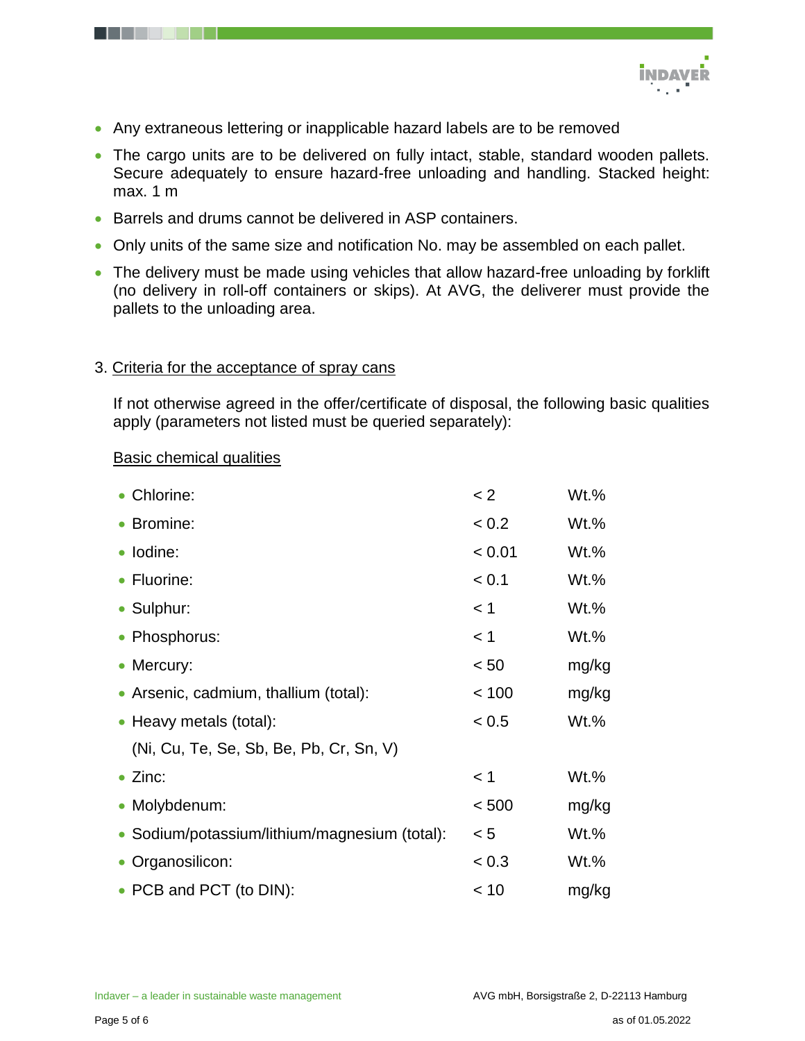- Any extraneous lettering or inapplicable hazard labels are to be removed
- The cargo units are to be delivered on fully intact, stable, standard wooden pallets. Secure adequately to ensure hazard-free unloading and handling. Stacked height: max. 1 m
- Barrels and drums cannot be delivered in ASP containers.
- Only units of the same size and notification No. may be assembled on each pallet.
- The delivery must be made using vehicles that allow hazard-free unloading by forklift (no delivery in roll-off containers or skips). At AVG, the deliverer must provide the pallets to the unloading area.

## 3. Criteria for the acceptance of spray cans

If not otherwise agreed in the offer/certificate of disposal, the following basic qualities apply (parameters not listed must be queried separately):

### Basic chemical qualities

| Parameter | Limit | Unit |
|---|---|---|
| Chlorine: | < 2 | Wt.% |
| Bromine: | < 0.2 | Wt.% |
| Iodine: | < 0.01 | Wt.% |
| Fluorine: | < 0.1 | Wt.% |
| Sulphur: | < 1 | Wt.% |
| Phosphorus: | < 1 | Wt.% |
| Mercury: | < 50 | mg/kg |
| Arsenic, cadmium, thallium (total): | < 100 | mg/kg |
| Heavy metals (total): (Ni, Cu, Te, Se, Sb, Be, Pb, Cr, Sn, V) | < 0.5 | Wt.% |
| Zinc: | < 1 | Wt.% |
| Molybdenum: | < 500 | mg/kg |
| Sodium/potassium/lithium/magnesium (total): | < 5 | Wt.% |
| Organosilicon: | < 0.3 | Wt.% |
| PCB and PCT (to DIN): | < 10 | mg/kg |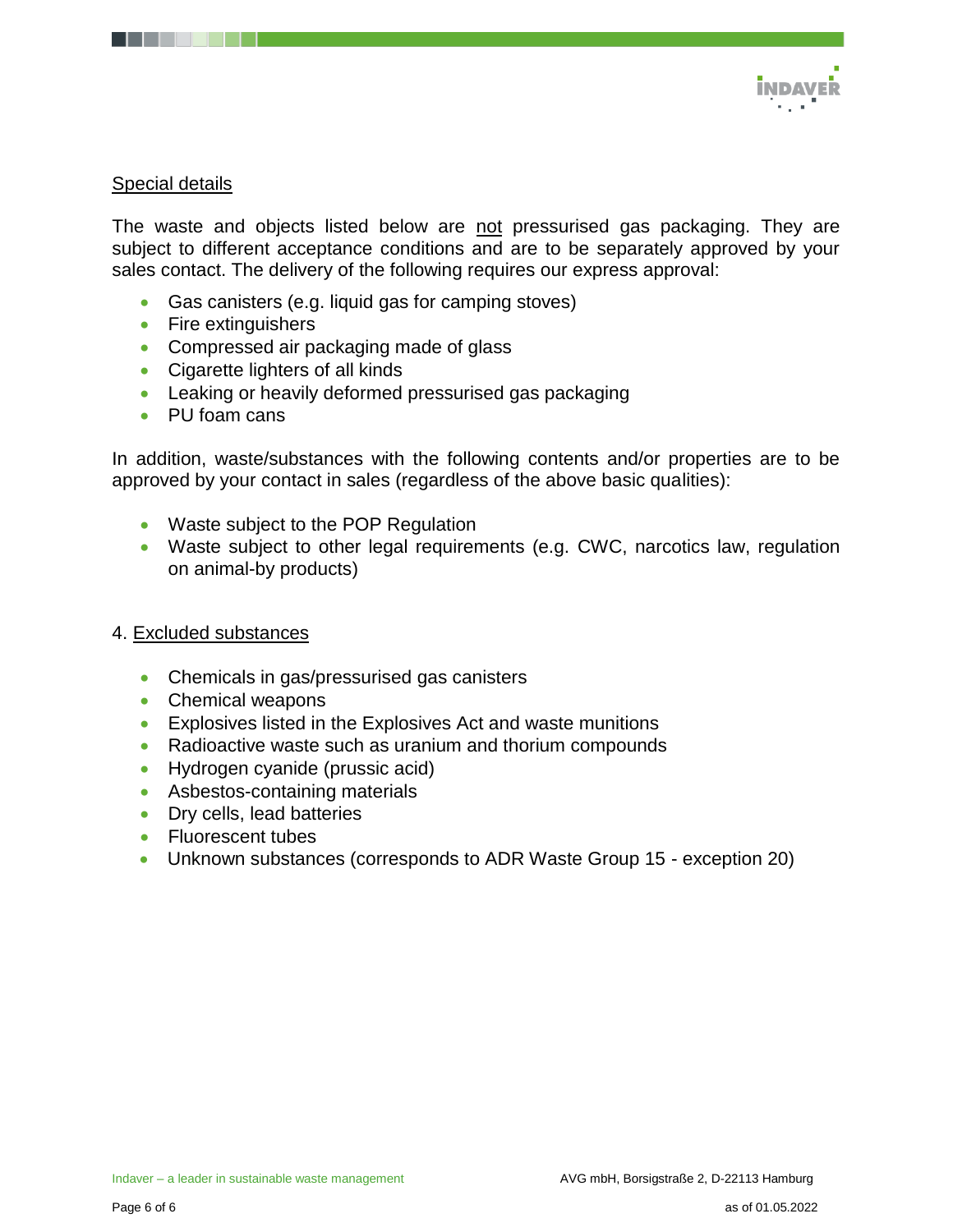Special details

The waste and objects listed below are not pressurised gas packaging. They are subject to different acceptance conditions and are to be separately approved by your sales contact. The delivery of the following requires our express approval:

- Gas canisters (e.g. liquid gas for camping stoves)
- Fire extinguishers
- Compressed air packaging made of glass
- Cigarette lighters of all kinds
- Leaking or heavily deformed pressurised gas packaging
- PU foam cans

In addition, waste/substances with the following contents and/or properties are to be approved by your contact in sales (regardless of the above basic qualities):

- Waste subject to the POP Regulation
- Waste subject to other legal requirements (e.g. CWC, narcotics law, regulation on animal-by products)

## 4. Excluded substances

- Chemicals in gas/pressurised gas canisters
- Chemical weapons
- Explosives listed in the Explosives Act and waste munitions
- Radioactive waste such as uranium and thorium compounds
- Hydrogen cyanide (prussic acid)
- Asbestos-containing materials
- Dry cells, lead batteries
- Fluorescent tubes
- Unknown substances (corresponds to ADR Waste Group 15 - exception 20)